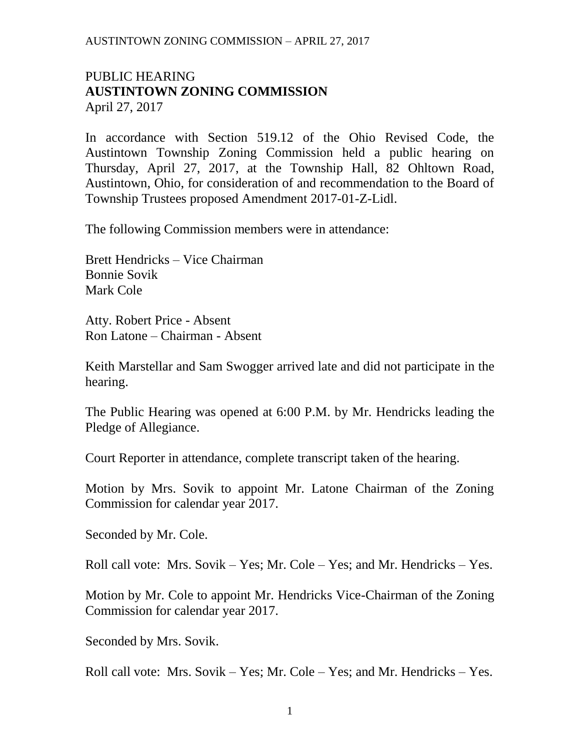# PUBLIC HEARING
## AUSTINTOWN ZONING COMMISSION
April 27, 2017

In accordance with Section 519.12 of the Ohio Revised Code, the Austintown Township Zoning Commission held a public hearing on Thursday, April 27, 2017, at the Township Hall, 82 Ohltown Road, Austintown, Ohio, for consideration of and recommendation to the Board of Township Trustees proposed Amendment 2017-01-Z-Lidl.

The following Commission members were in attendance:

Brett Hendricks – Vice Chairman
Bonnie Sovik
Mark Cole

Atty. Robert Price - Absent
Ron Latone – Chairman - Absent

Keith Marstellar and Sam Swogger arrived late and did not participate in the hearing.

The Public Hearing was opened at 6:00 P.M. by Mr. Hendricks leading the Pledge of Allegiance.

Court Reporter in attendance, complete transcript taken of the hearing.

Motion by Mrs. Sovik to appoint Mr. Latone Chairman of the Zoning Commission for calendar year 2017.

Seconded by Mr. Cole.

Roll call vote: Mrs. Sovik – Yes; Mr. Cole – Yes; and Mr. Hendricks – Yes.

Motion by Mr. Cole to appoint Mr. Hendricks Vice-Chairman of the Zoning Commission for calendar year 2017.

Seconded by Mrs. Sovik.

Roll call vote: Mrs. Sovik – Yes; Mr. Cole – Yes; and Mr. Hendricks – Yes.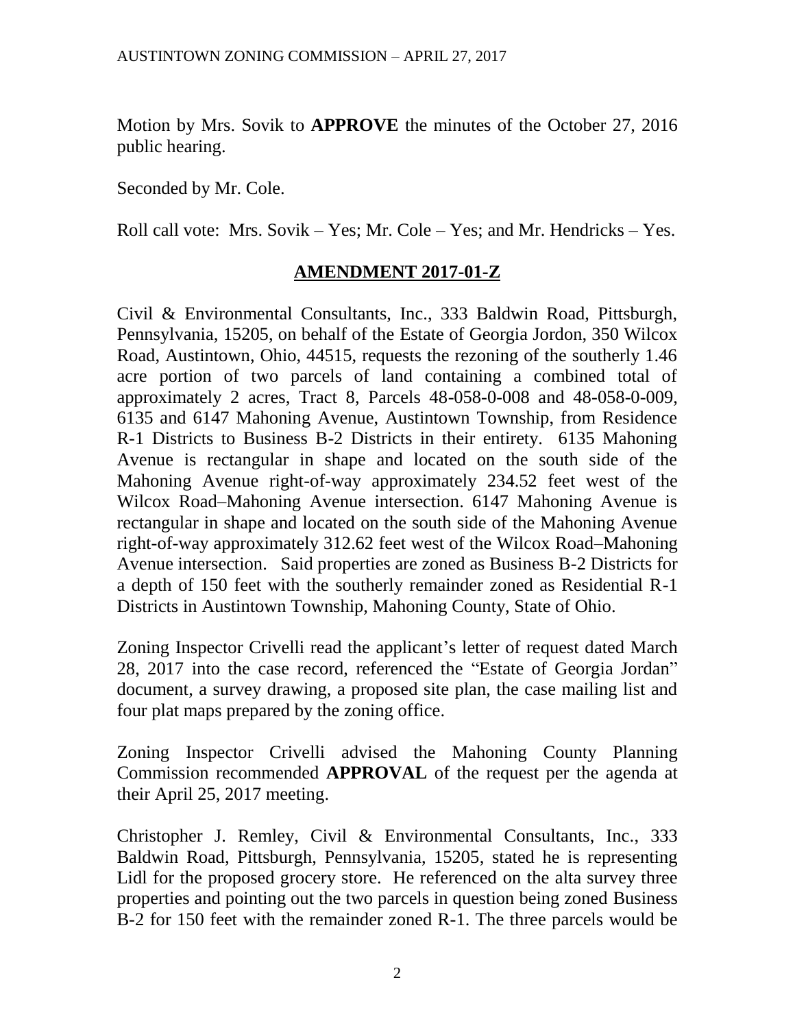Motion by Mrs. Sovik to **APPROVE** the minutes of the October 27, 2016 public hearing.

Seconded by Mr. Cole.

Roll call vote: Mrs. Sovik – Yes; Mr. Cole – Yes; and Mr. Hendricks – Yes.

## AMENDMENT 2017-01-Z

Civil & Environmental Consultants, Inc., 333 Baldwin Road, Pittsburgh, Pennsylvania, 15205, on behalf of the Estate of Georgia Jordon, 350 Wilcox Road, Austintown, Ohio, 44515, requests the rezoning of the southerly 1.46 acre portion of two parcels of land containing a combined total of approximately 2 acres, Tract 8, Parcels 48-058-0-008 and 48-058-0-009, 6135 and 6147 Mahoning Avenue, Austintown Township, from Residence R-1 Districts to Business B-2 Districts in their entirety. 6135 Mahoning Avenue is rectangular in shape and located on the south side of the Mahoning Avenue right-of-way approximately 234.52 feet west of the Wilcox Road–Mahoning Avenue intersection. 6147 Mahoning Avenue is rectangular in shape and located on the south side of the Mahoning Avenue right-of-way approximately 312.62 feet west of the Wilcox Road–Mahoning Avenue intersection. Said properties are zoned as Business B-2 Districts for a depth of 150 feet with the southerly remainder zoned as Residential R-1 Districts in Austintown Township, Mahoning County, State of Ohio.

Zoning Inspector Crivelli read the applicant's letter of request dated March 28, 2017 into the case record, referenced the "Estate of Georgia Jordan" document, a survey drawing, a proposed site plan, the case mailing list and four plat maps prepared by the zoning office.

Zoning Inspector Crivelli advised the Mahoning County Planning Commission recommended **APPROVAL** of the request per the agenda at their April 25, 2017 meeting.

Christopher J. Remley, Civil & Environmental Consultants, Inc., 333 Baldwin Road, Pittsburgh, Pennsylvania, 15205, stated he is representing Lidl for the proposed grocery store. He referenced on the alta survey three properties and pointing out the two parcels in question being zoned Business B-2 for 150 feet with the remainder zoned R-1. The three parcels would be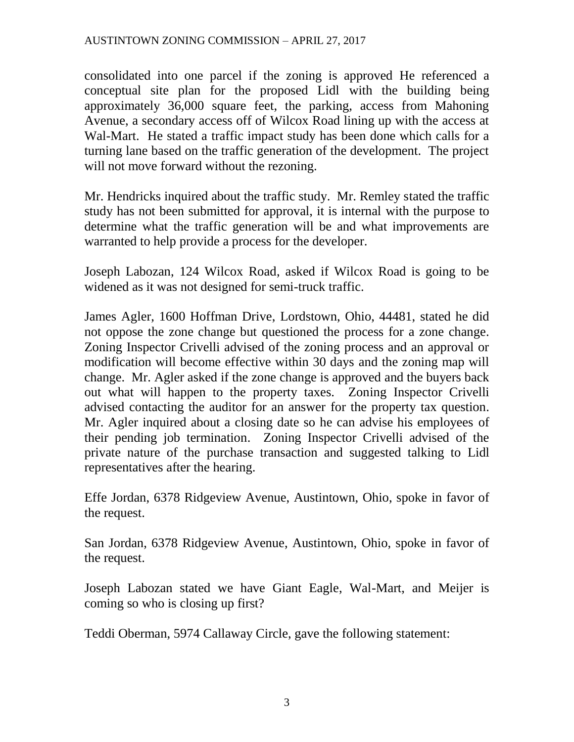consolidated into one parcel if the zoning is approved He referenced a conceptual site plan for the proposed Lidl with the building being approximately 36,000 square feet, the parking, access from Mahoning Avenue, a secondary access off of Wilcox Road lining up with the access at Wal-Mart. He stated a traffic impact study has been done which calls for a turning lane based on the traffic generation of the development. The project will not move forward without the rezoning.

Mr. Hendricks inquired about the traffic study. Mr. Remley stated the traffic study has not been submitted for approval, it is internal with the purpose to determine what the traffic generation will be and what improvements are warranted to help provide a process for the developer.

Joseph Labozan, 124 Wilcox Road, asked if Wilcox Road is going to be widened as it was not designed for semi-truck traffic.

James Agler, 1600 Hoffman Drive, Lordstown, Ohio, 44481, stated he did not oppose the zone change but questioned the process for a zone change. Zoning Inspector Crivelli advised of the zoning process and an approval or modification will become effective within 30 days and the zoning map will change. Mr. Agler asked if the zone change is approved and the buyers back out what will happen to the property taxes. Zoning Inspector Crivelli advised contacting the auditor for an answer for the property tax question. Mr. Agler inquired about a closing date so he can advise his employees of their pending job termination. Zoning Inspector Crivelli advised of the private nature of the purchase transaction and suggested talking to Lidl representatives after the hearing.

Effe Jordan, 6378 Ridgeview Avenue, Austintown, Ohio, spoke in favor of the request.

San Jordan, 6378 Ridgeview Avenue, Austintown, Ohio, spoke in favor of the request.

Joseph Labozan stated we have Giant Eagle, Wal-Mart, and Meijer is coming so who is closing up first?

Teddi Oberman, 5974 Callaway Circle, gave the following statement: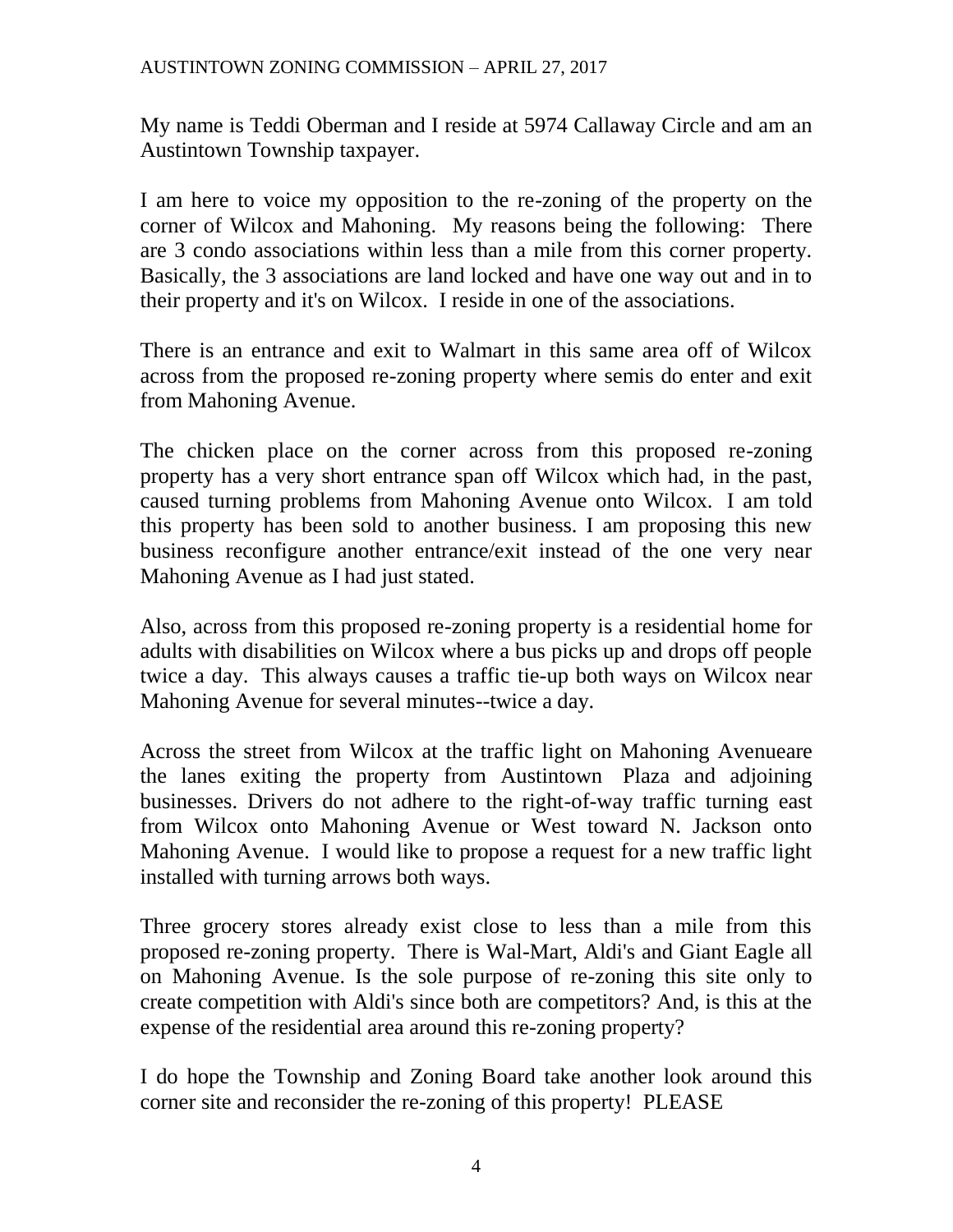My name is Teddi Oberman and I reside at 5974 Callaway Circle and am an Austintown Township taxpayer.

I am here to voice my opposition to the re-zoning of the property on the corner of Wilcox and Mahoning. My reasons being the following: There are 3 condo associations within less than a mile from this corner property. Basically, the 3 associations are land locked and have one way out and in to their property and it's on Wilcox. I reside in one of the associations.

There is an entrance and exit to Walmart in this same area off of Wilcox across from the proposed re-zoning property where semis do enter and exit from Mahoning Avenue.

The chicken place on the corner across from this proposed re-zoning property has a very short entrance span off Wilcox which had, in the past, caused turning problems from Mahoning Avenue onto Wilcox. I am told this property has been sold to another business. I am proposing this new business reconfigure another entrance/exit instead of the one very near Mahoning Avenue as I had just stated.

Also, across from this proposed re-zoning property is a residential home for adults with disabilities on Wilcox where a bus picks up and drops off people twice a day. This always causes a traffic tie-up both ways on Wilcox near Mahoning Avenue for several minutes--twice a day.

Across the street from Wilcox at the traffic light on Mahoning Avenueare the lanes exiting the property from Austintown Plaza and adjoining businesses. Drivers do not adhere to the right-of-way traffic turning east from Wilcox onto Mahoning Avenue or West toward N. Jackson onto Mahoning Avenue. I would like to propose a request for a new traffic light installed with turning arrows both ways.

Three grocery stores already exist close to less than a mile from this proposed re-zoning property. There is Wal-Mart, Aldi's and Giant Eagle all on Mahoning Avenue. Is the sole purpose of re-zoning this site only to create competition with Aldi's since both are competitors? And, is this at the expense of the residential area around this re-zoning property?

I do hope the Township and Zoning Board take another look around this corner site and reconsider the re-zoning of this property! PLEASE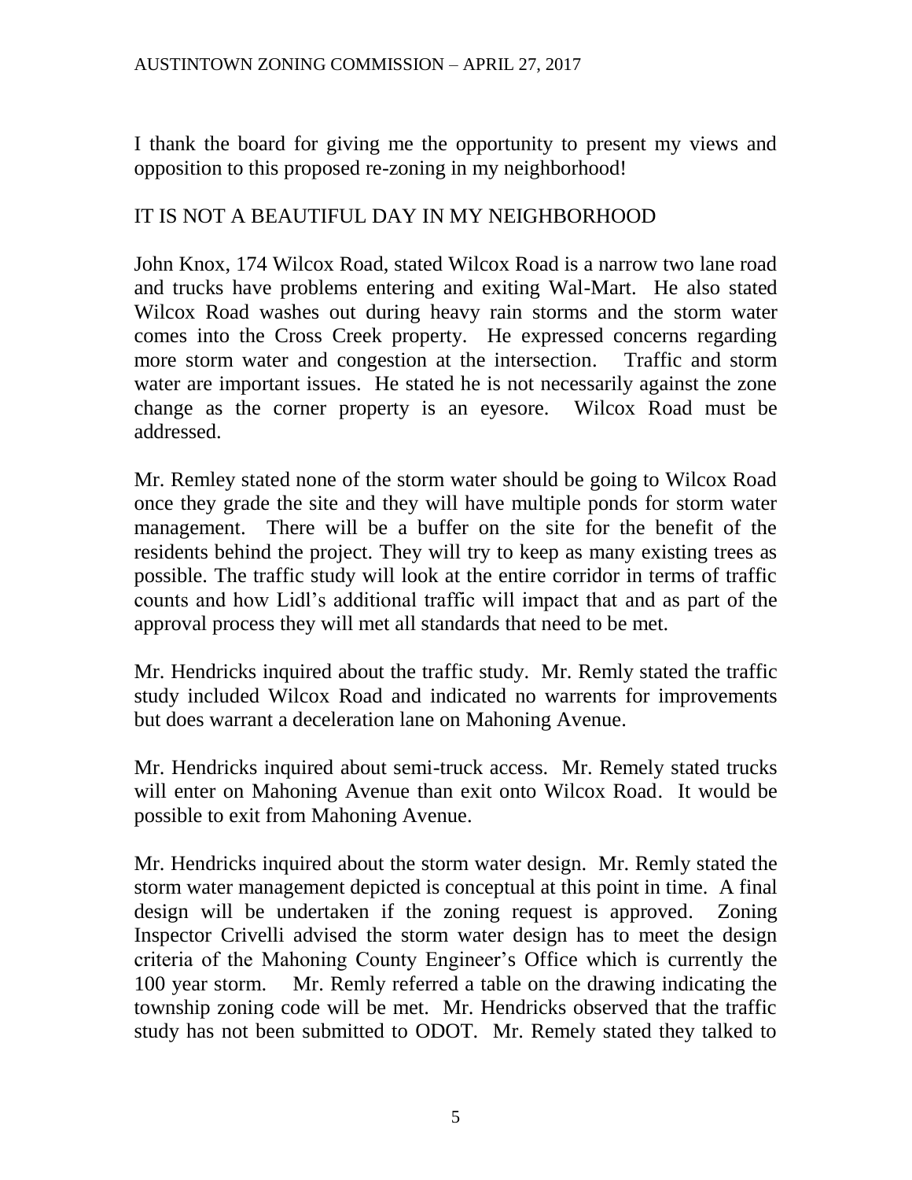I thank the board for giving me the opportunity to present my views and opposition to this proposed re-zoning in my neighborhood!

IT IS NOT A BEAUTIFUL DAY IN MY NEIGHBORHOOD

John Knox, 174 Wilcox Road, stated Wilcox Road is a narrow two lane road and trucks have problems entering and exiting Wal-Mart. He also stated Wilcox Road washes out during heavy rain storms and the storm water comes into the Cross Creek property. He expressed concerns regarding more storm water and congestion at the intersection. Traffic and storm water are important issues. He stated he is not necessarily against the zone change as the corner property is an eyesore. Wilcox Road must be addressed.

Mr. Remley stated none of the storm water should be going to Wilcox Road once they grade the site and they will have multiple ponds for storm water management. There will be a buffer on the site for the benefit of the residents behind the project. They will try to keep as many existing trees as possible. The traffic study will look at the entire corridor in terms of traffic counts and how Lidl's additional traffic will impact that and as part of the approval process they will met all standards that need to be met.

Mr. Hendricks inquired about the traffic study. Mr. Remly stated the traffic study included Wilcox Road and indicated no warrents for improvements but does warrant a deceleration lane on Mahoning Avenue.

Mr. Hendricks inquired about semi-truck access. Mr. Remely stated trucks will enter on Mahoning Avenue than exit onto Wilcox Road. It would be possible to exit from Mahoning Avenue.

Mr. Hendricks inquired about the storm water design. Mr. Remly stated the storm water management depicted is conceptual at this point in time. A final design will be undertaken if the zoning request is approved. Zoning Inspector Crivelli advised the storm water design has to meet the design criteria of the Mahoning County Engineer's Office which is currently the 100 year storm. Mr. Remly referred a table on the drawing indicating the township zoning code will be met. Mr. Hendricks observed that the traffic study has not been submitted to ODOT. Mr. Remely stated they talked to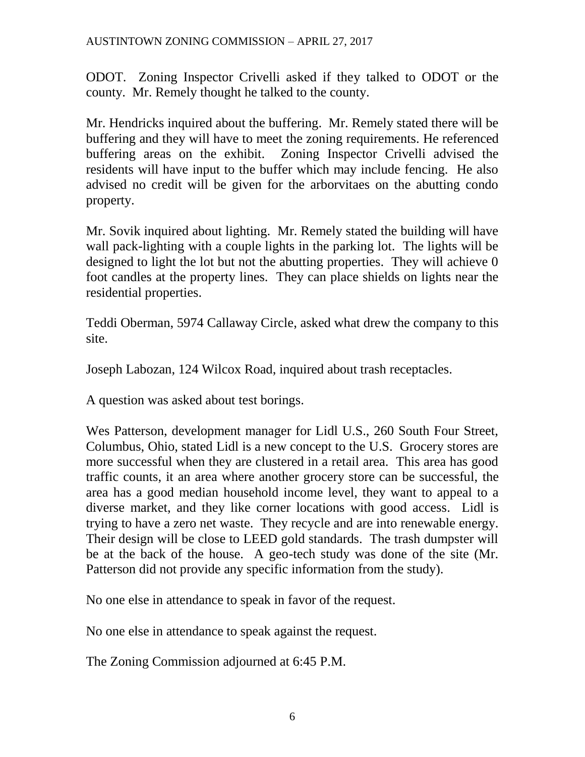ODOT. Zoning Inspector Crivelli asked if they talked to ODOT or the county. Mr. Remely thought he talked to the county.

Mr. Hendricks inquired about the buffering. Mr. Remely stated there will be buffering and they will have to meet the zoning requirements. He referenced buffering areas on the exhibit. Zoning Inspector Crivelli advised the residents will have input to the buffer which may include fencing. He also advised no credit will be given for the arborvitaes on the abutting condo property.

Mr. Sovik inquired about lighting. Mr. Remely stated the building will have wall pack-lighting with a couple lights in the parking lot. The lights will be designed to light the lot but not the abutting properties. They will achieve 0 foot candles at the property lines. They can place shields on lights near the residential properties.

Teddi Oberman, 5974 Callaway Circle, asked what drew the company to this site.

Joseph Labozan, 124 Wilcox Road, inquired about trash receptacles.

A question was asked about test borings.

Wes Patterson, development manager for Lidl U.S., 260 South Four Street, Columbus, Ohio, stated Lidl is a new concept to the U.S. Grocery stores are more successful when they are clustered in a retail area. This area has good traffic counts, it an area where another grocery store can be successful, the area has a good median household income level, they want to appeal to a diverse market, and they like corner locations with good access. Lidl is trying to have a zero net waste. They recycle and are into renewable energy. Their design will be close to LEED gold standards. The trash dumpster will be at the back of the house. A geo-tech study was done of the site (Mr. Patterson did not provide any specific information from the study).

No one else in attendance to speak in favor of the request.

No one else in attendance to speak against the request.

The Zoning Commission adjourned at 6:45 P.M.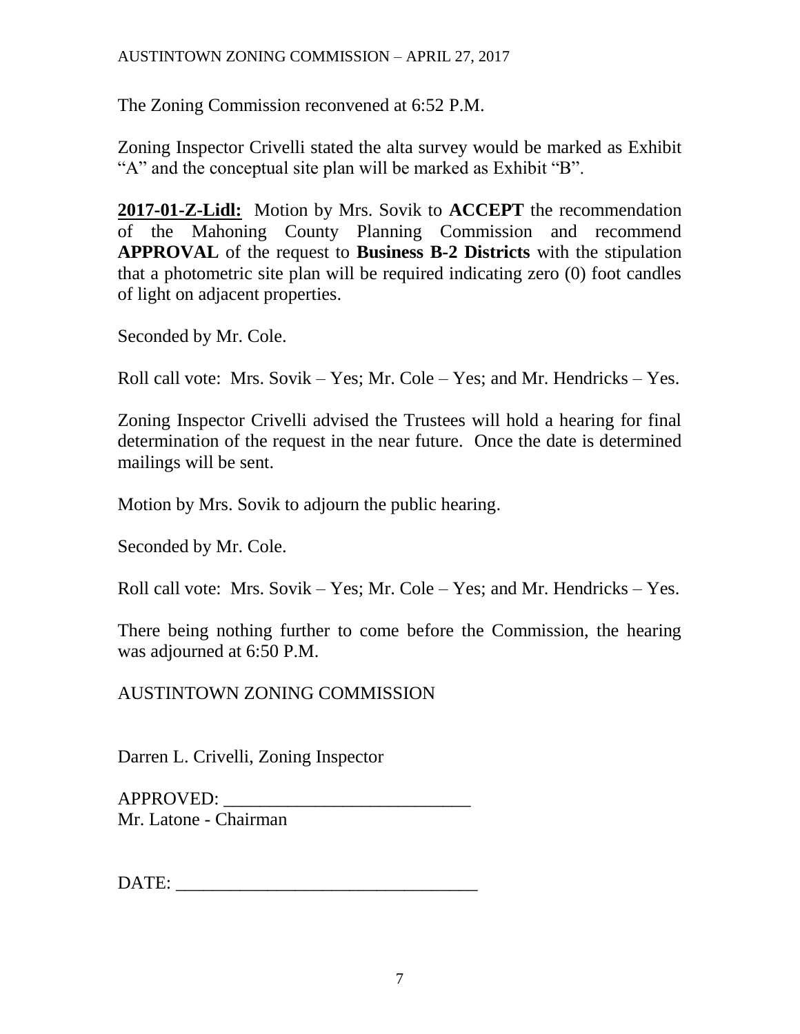The Zoning Commission reconvened at 6:52 P.M.

Zoning Inspector Crivelli stated the alta survey would be marked as Exhibit "A" and the conceptual site plan will be marked as Exhibit "B".

**2017-01-Z-Lidl:** Motion by Mrs. Sovik to **ACCEPT** the recommendation of the Mahoning County Planning Commission and recommend **APPROVAL** of the request to **Business B-2 Districts** with the stipulation that a photometric site plan will be required indicating zero (0) foot candles of light on adjacent properties.

Seconded by Mr. Cole.

Roll call vote: Mrs. Sovik – Yes; Mr. Cole – Yes; and Mr. Hendricks – Yes.

Zoning Inspector Crivelli advised the Trustees will hold a hearing for final determination of the request in the near future. Once the date is determined mailings will be sent.

Motion by Mrs. Sovik to adjourn the public hearing.

Seconded by Mr. Cole.

Roll call vote: Mrs. Sovik – Yes; Mr. Cole – Yes; and Mr. Hendricks – Yes.

There being nothing further to come before the Commission, the hearing was adjourned at 6:50 P.M.

AUSTINTOWN ZONING COMMISSION

Darren L. Crivelli, Zoning Inspector

APPROVED: ___________________________
Mr. Latone - Chairman

DATE: _________________________________